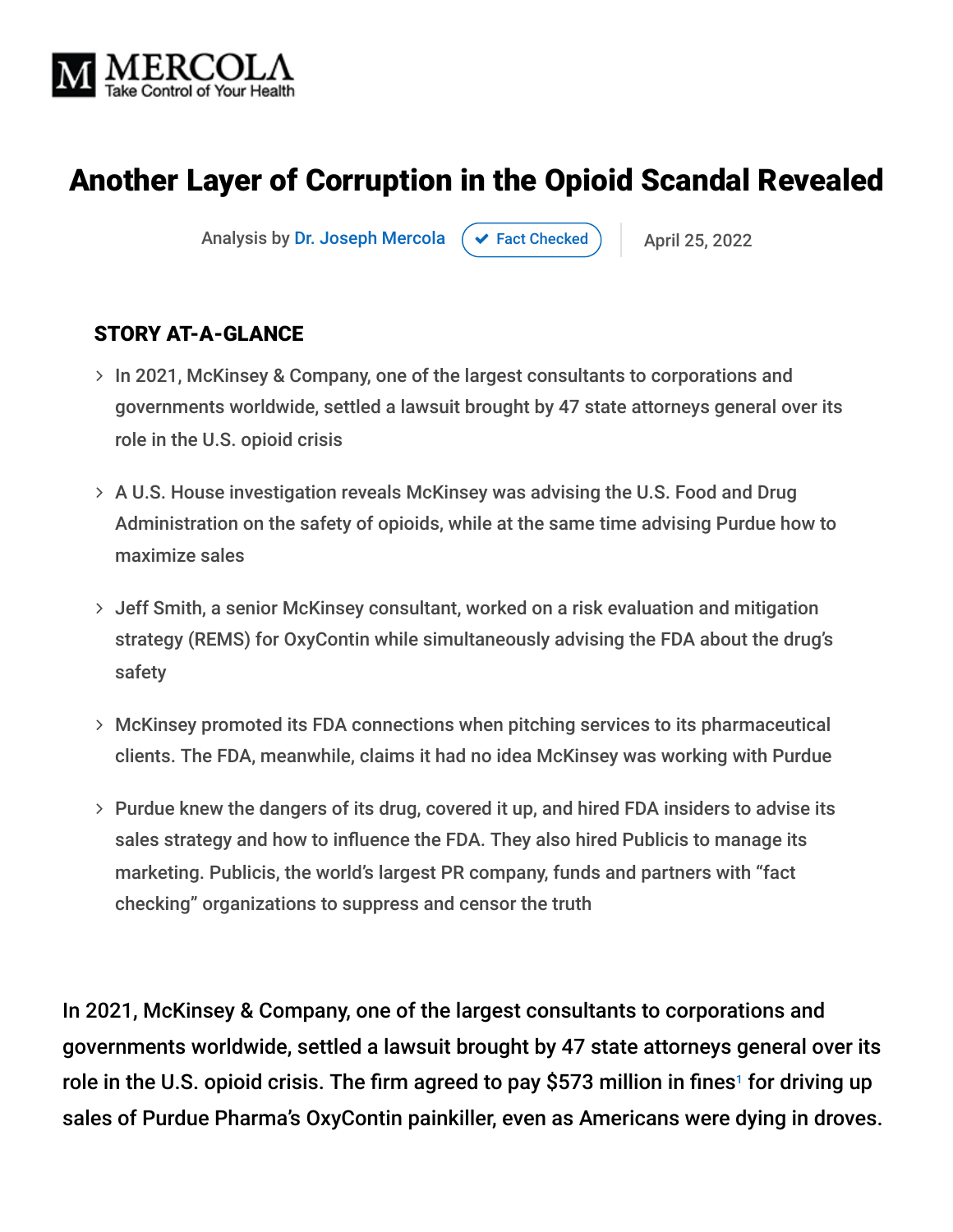MERCOLA
Take Control of Your Health

# Another Layer of Corruption in the Opioid Scandal Revealed

Analysis by Dr. Joseph Mercola | Fact Checked | April 25, 2022

## STORY AT-A-GLANCE

- In 2021, McKinsey & Company, one of the largest consultants to corporations and governments worldwide, settled a lawsuit brought by 47 state attorneys general over its role in the U.S. opioid crisis
- A U.S. House investigation reveals McKinsey was advising the U.S. Food and Drug Administration on the safety of opioids, while at the same time advising Purdue how to maximize sales
- Jeff Smith, a senior McKinsey consultant, worked on a risk evaluation and mitigation strategy (REMS) for OxyContin while simultaneously advising the FDA about the drug's safety
- McKinsey promoted its FDA connections when pitching services to its pharmaceutical clients. The FDA, meanwhile, claims it had no idea McKinsey was working with Purdue
- Purdue knew the dangers of its drug, covered it up, and hired FDA insiders to advise its sales strategy and how to influence the FDA. They also hired Publicis to manage its marketing. Publicis, the world's largest PR company, funds and partners with "fact checking" organizations to suppress and censor the truth

In 2021, McKinsey & Company, one of the largest consultants to corporations and governments worldwide, settled a lawsuit brought by 47 state attorneys general over its role in the U.S. opioid crisis. The firm agreed to pay $573 million in fines[1] for driving up sales of Purdue Pharma's OxyContin painkiller, even as Americans were dying in droves.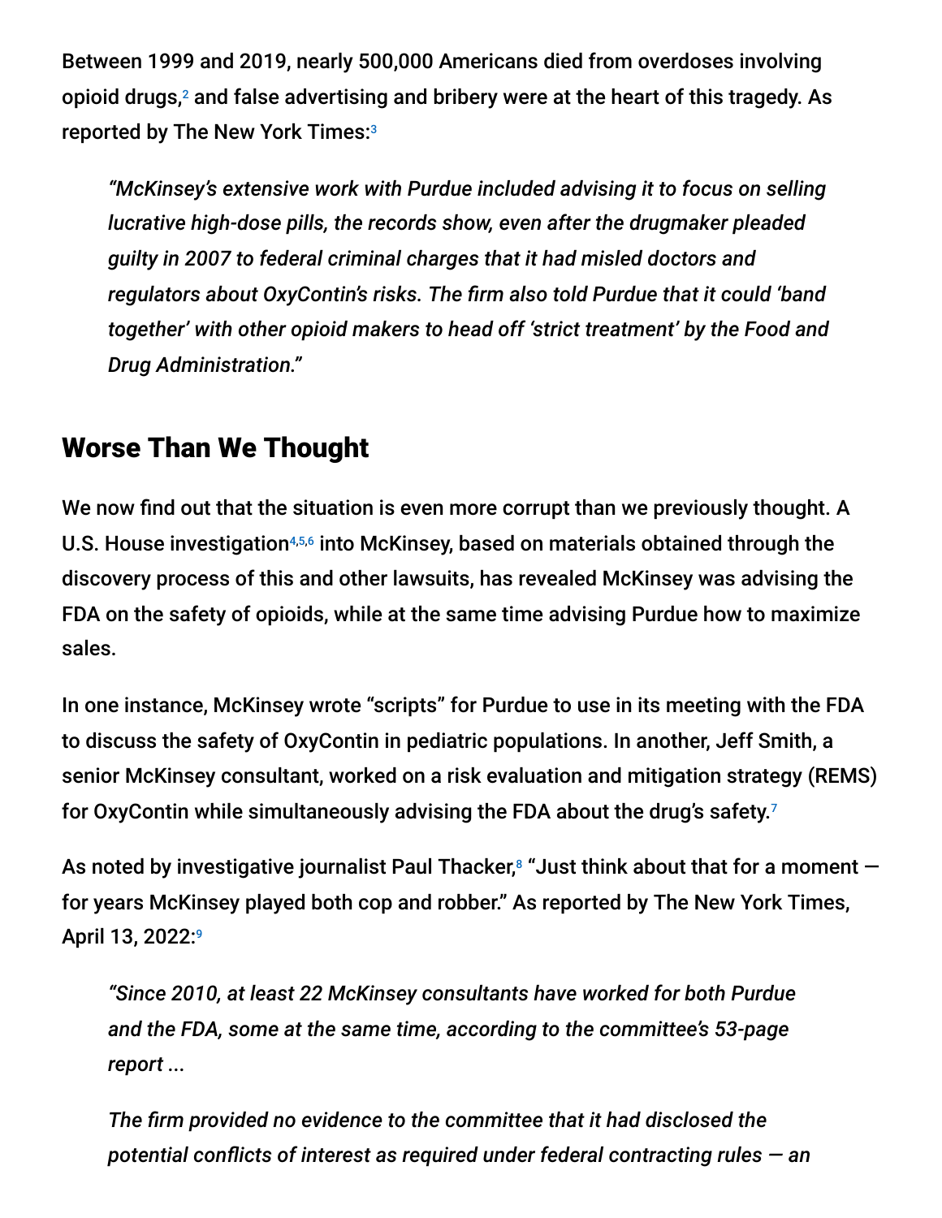Between 1999 and 2019, nearly 500,000 Americans died from overdoses involving opioid drugs,[2] and false advertising and bribery were at the heart of this tragedy. As reported by The New York Times:[3]

> *"McKinsey's extensive work with Purdue included advising it to focus on selling lucrative high-dose pills, the records show, even after the drugmaker pleaded guilty in 2007 to federal criminal charges that it had misled doctors and regulators about OxyContin's risks. The firm also told Purdue that it could 'band together' with other opioid makers to head off 'strict treatment' by the Food and Drug Administration."*

## Worse Than We Thought

We now find out that the situation is even more corrupt than we previously thought. A U.S. House investigation[4,5,6] into McKinsey, based on materials obtained through the discovery process of this and other lawsuits, has revealed McKinsey was advising the FDA on the safety of opioids, while at the same time advising Purdue how to maximize sales.

In one instance, McKinsey wrote "scripts" for Purdue to use in its meeting with the FDA to discuss the safety of OxyContin in pediatric populations. In another, Jeff Smith, a senior McKinsey consultant, worked on a risk evaluation and mitigation strategy (REMS) for OxyContin while simultaneously advising the FDA about the drug's safety.[7]

As noted by investigative journalist Paul Thacker,[8] "Just think about that for a moment — for years McKinsey played both cop and robber." As reported by The New York Times, April 13, 2022:[9]

> *"Since 2010, at least 22 McKinsey consultants have worked for both Purdue and the FDA, some at the same time, according to the committee's 53-page report ...*
>
> *The firm provided no evidence to the committee that it had disclosed the potential conflicts of interest as required under federal contracting rules — an*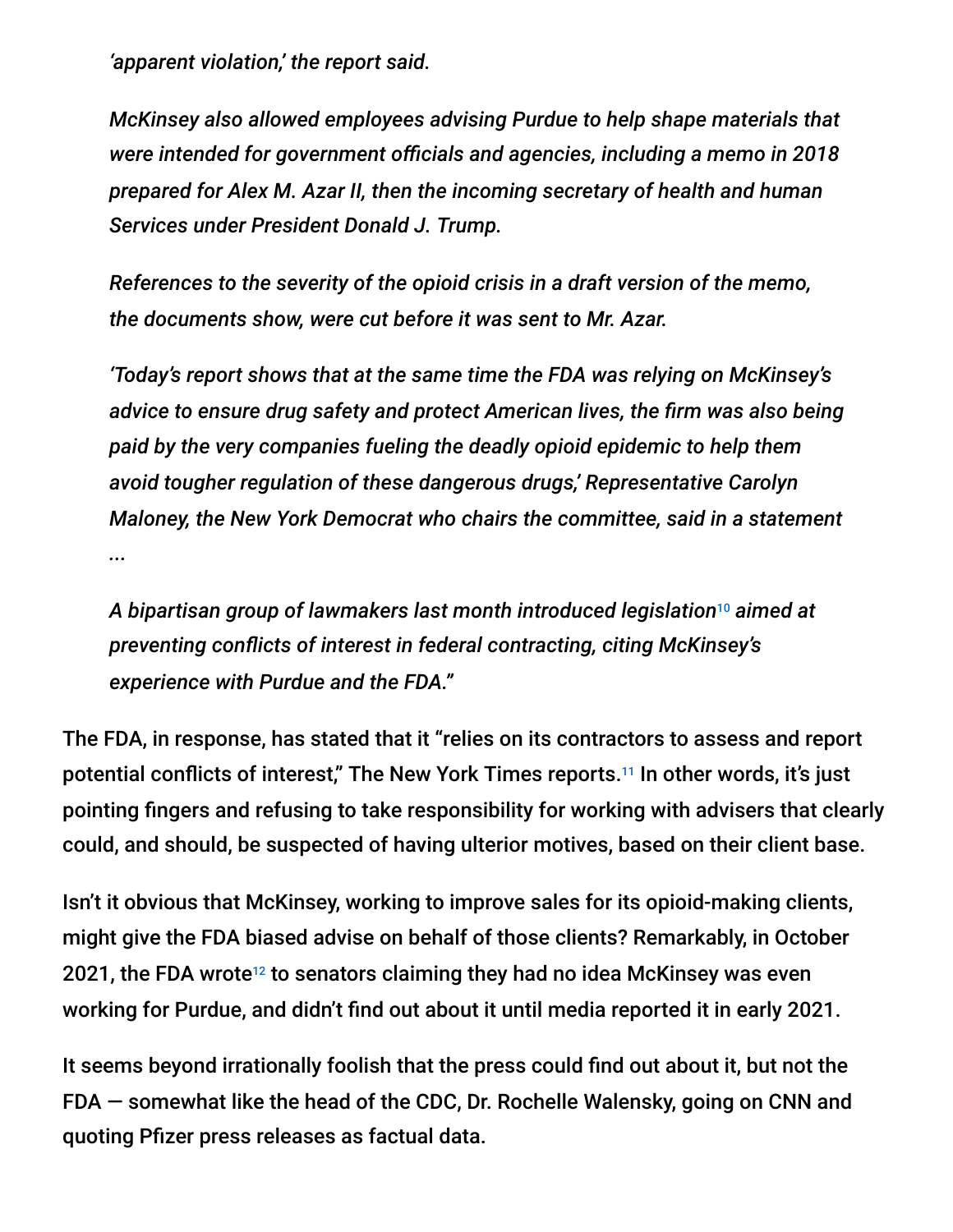*'apparent violation,' the report said.*

*McKinsey also allowed employees advising Purdue to help shape materials that were intended for government officials and agencies, including a memo in 2018 prepared for Alex M. Azar II, then the incoming secretary of health and human Services under President Donald J. Trump.*

*References to the severity of the opioid crisis in a draft version of the memo, the documents show, were cut before it was sent to Mr. Azar.*

*'Today's report shows that at the same time the FDA was relying on McKinsey's advice to ensure drug safety and protect American lives, the firm was also being paid by the very companies fueling the deadly opioid epidemic to help them avoid tougher regulation of these dangerous drugs,' Representative Carolyn Maloney, the New York Democrat who chairs the committee, said in a statement ...*

*A bipartisan group of lawmakers last month introduced legislation[10] aimed at preventing conflicts of interest in federal contracting, citing McKinsey's experience with Purdue and the FDA."*

The FDA, in response, has stated that it "relies on its contractors to assess and report potential conflicts of interest," The New York Times reports.[11] In other words, it's just pointing fingers and refusing to take responsibility for working with advisers that clearly could, and should, be suspected of having ulterior motives, based on their client base.

Isn't it obvious that McKinsey, working to improve sales for its opioid-making clients, might give the FDA biased advise on behalf of those clients? Remarkably, in October 2021, the FDA wrote[12] to senators claiming they had no idea McKinsey was even working for Purdue, and didn't find out about it until media reported it in early 2021.

It seems beyond irrationally foolish that the press could find out about it, but not the FDA — somewhat like the head of the CDC, Dr. Rochelle Walensky, going on CNN and quoting Pfizer press releases as factual data.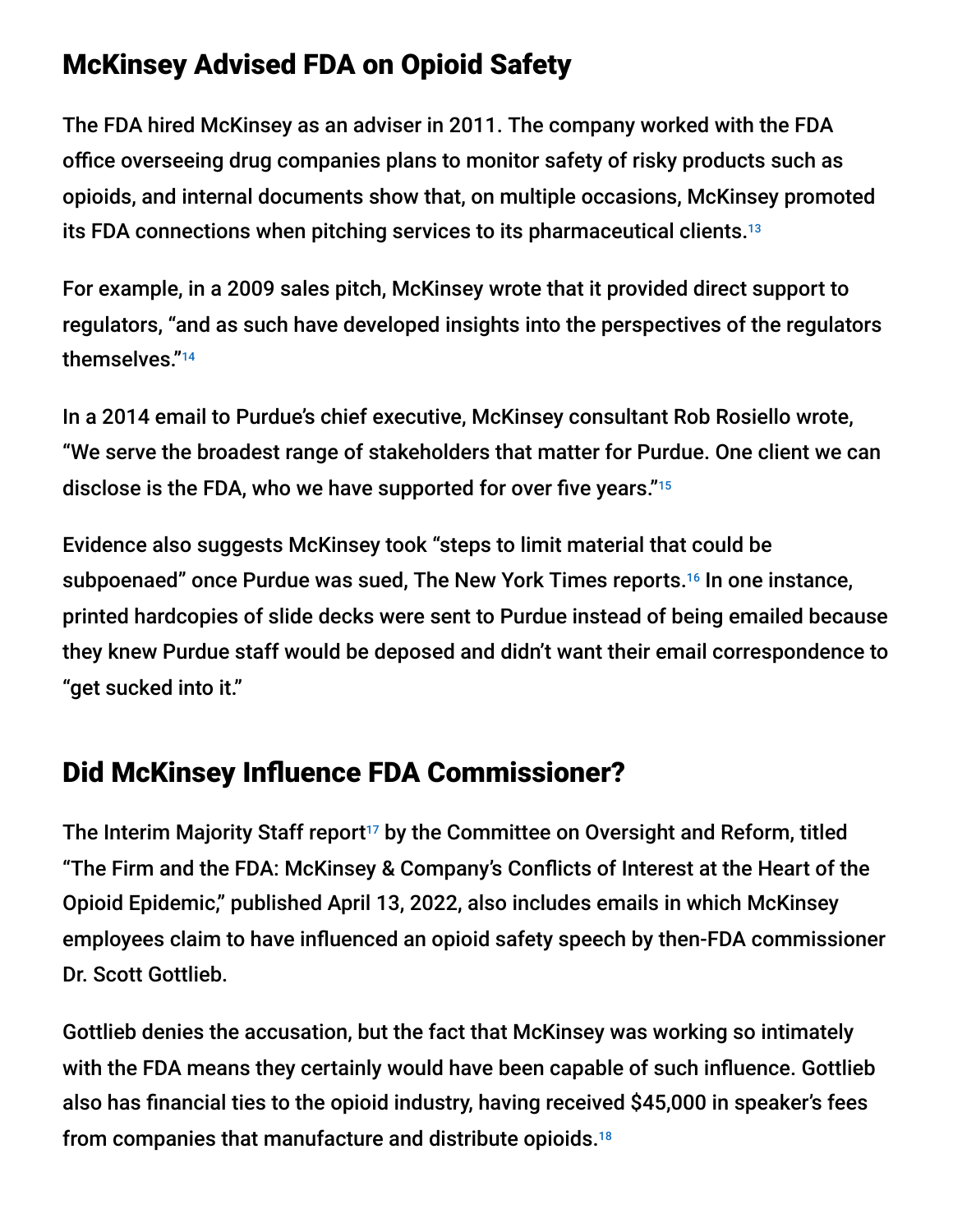## McKinsey Advised FDA on Opioid Safety

The FDA hired McKinsey as an adviser in 2011. The company worked with the FDA office overseeing drug companies plans to monitor safety of risky products such as opioids, and internal documents show that, on multiple occasions, McKinsey promoted its FDA connections when pitching services to its pharmaceutical clients.[13]

For example, in a 2009 sales pitch, McKinsey wrote that it provided direct support to regulators, "and as such have developed insights into the perspectives of the regulators themselves."[14]

In a 2014 email to Purdue's chief executive, McKinsey consultant Rob Rosiello wrote, "We serve the broadest range of stakeholders that matter for Purdue. One client we can disclose is the FDA, who we have supported for over five years."[15]

Evidence also suggests McKinsey took "steps to limit material that could be subpoenaed" once Purdue was sued, The New York Times reports.[16] In one instance, printed hardcopies of slide decks were sent to Purdue instead of being emailed because they knew Purdue staff would be deposed and didn't want their email correspondence to "get sucked into it."

## Did McKinsey Influence FDA Commissioner?

The Interim Majority Staff report[17] by the Committee on Oversight and Reform, titled "The Firm and the FDA: McKinsey & Company's Conflicts of Interest at the Heart of the Opioid Epidemic," published April 13, 2022, also includes emails in which McKinsey employees claim to have influenced an opioid safety speech by then-FDA commissioner Dr. Scott Gottlieb.

Gottlieb denies the accusation, but the fact that McKinsey was working so intimately with the FDA means they certainly would have been capable of such influence. Gottlieb also has financial ties to the opioid industry, having received $45,000 in speaker's fees from companies that manufacture and distribute opioids.[18]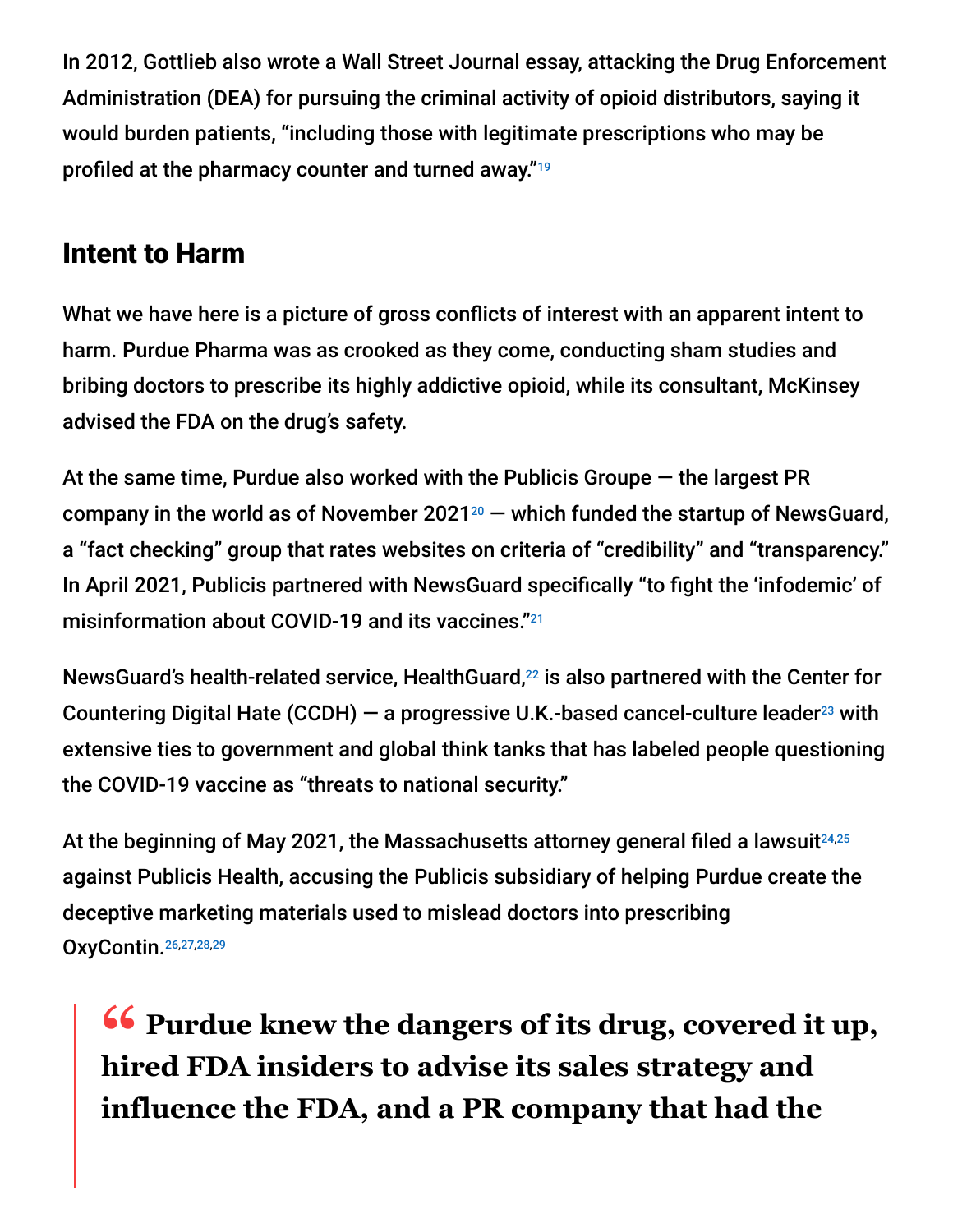In 2012, Gottlieb also wrote a Wall Street Journal essay, attacking the Drug Enforcement Administration (DEA) for pursuing the criminal activity of opioid distributors, saying it would burden patients, "including those with legitimate prescriptions who may be profiled at the pharmacy counter and turned away."[19]

## Intent to Harm

What we have here is a picture of gross conflicts of interest with an apparent intent to harm. Purdue Pharma was as crooked as they come, conducting sham studies and bribing doctors to prescribe its highly addictive opioid, while its consultant, McKinsey advised the FDA on the drug's safety.

At the same time, Purdue also worked with the Publicis Groupe — the largest PR company in the world as of November 2021[20] — which funded the startup of NewsGuard, a "fact checking" group that rates websites on criteria of "credibility" and "transparency." In April 2021, Publicis partnered with NewsGuard specifically "to fight the 'infodemic' of misinformation about COVID-19 and its vaccines."[21]

NewsGuard's health-related service, HealthGuard,[22] is also partnered with the Center for Countering Digital Hate (CCDH) — a progressive U.K.-based cancel-culture leader[23] with extensive ties to government and global think tanks that has labeled people questioning the COVID-19 vaccine as "threats to national security."

At the beginning of May 2021, the Massachusetts attorney general filed a lawsuit[24,25] against Publicis Health, accusing the Publicis subsidiary of helping Purdue create the deceptive marketing materials used to mislead doctors into prescribing OxyContin.[26,27,28,29]

> **" Purdue knew the dangers of its drug, covered it up, hired FDA insiders to advise its sales strategy and influence the FDA, and a PR company that had the**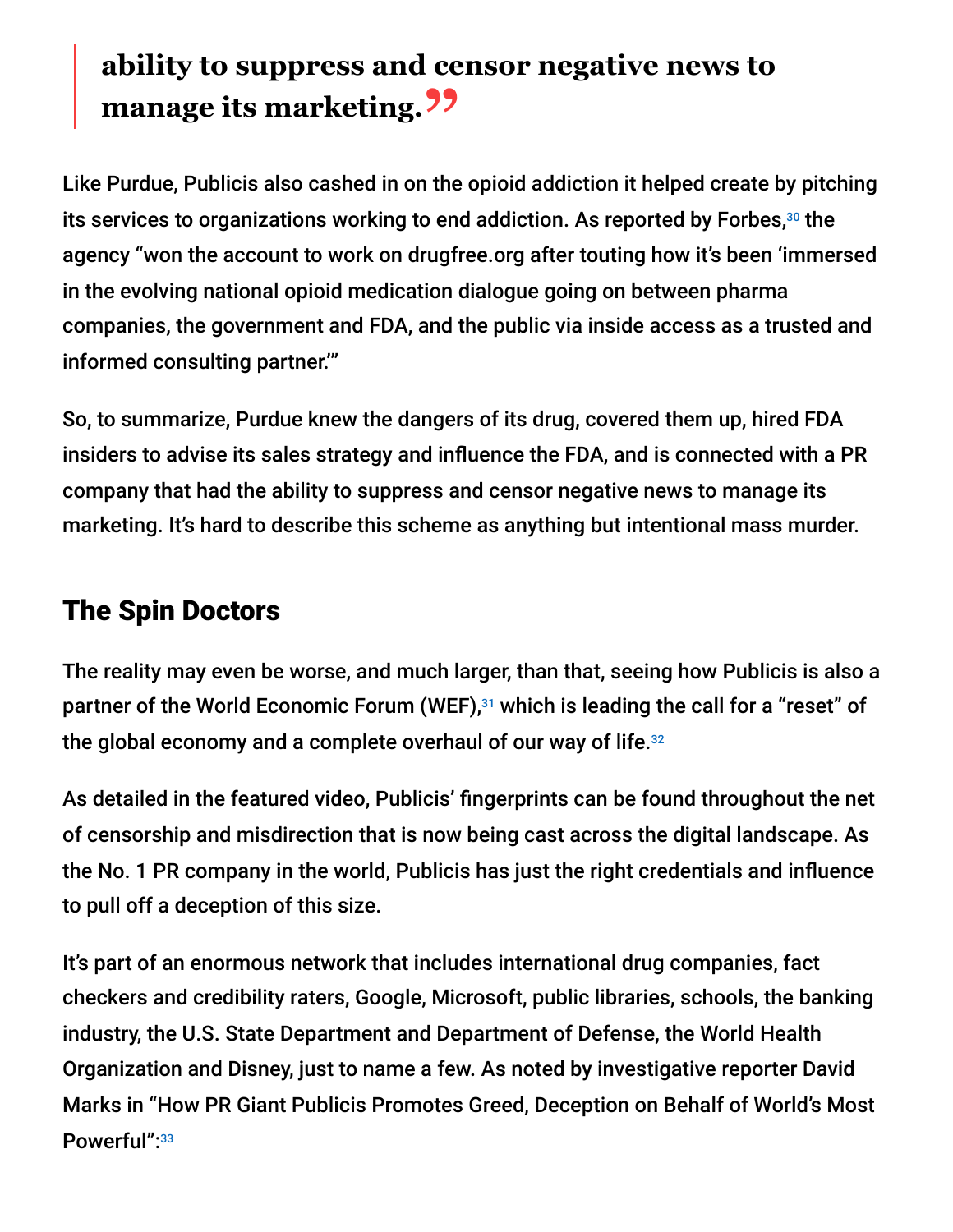> **ability to suppress and censor negative news to manage its marketing.**

Like Purdue, Publicis also cashed in on the opioid addiction it helped create by pitching its services to organizations working to end addiction. As reported by Forbes,[30] the agency "won the account to work on drugfree.org after touting how it's been 'immersed in the evolving national opioid medication dialogue going on between pharma companies, the government and FDA, and the public via inside access as a trusted and informed consulting partner.'"

So, to summarize, Purdue knew the dangers of its drug, covered them up, hired FDA insiders to advise its sales strategy and influence the FDA, and is connected with a PR company that had the ability to suppress and censor negative news to manage its marketing. It's hard to describe this scheme as anything but intentional mass murder.

## The Spin Doctors

The reality may even be worse, and much larger, than that, seeing how Publicis is also a partner of the World Economic Forum (WEF),[31] which is leading the call for a "reset" of the global economy and a complete overhaul of our way of life.[32]

As detailed in the featured video, Publicis' fingerprints can be found throughout the net of censorship and misdirection that is now being cast across the digital landscape. As the No. 1 PR company in the world, Publicis has just the right credentials and influence to pull off a deception of this size.

It's part of an enormous network that includes international drug companies, fact checkers and credibility raters, Google, Microsoft, public libraries, schools, the banking industry, the U.S. State Department and Department of Defense, the World Health Organization and Disney, just to name a few. As noted by investigative reporter David Marks in "How PR Giant Publicis Promotes Greed, Deception on Behalf of World's Most Powerful":[33]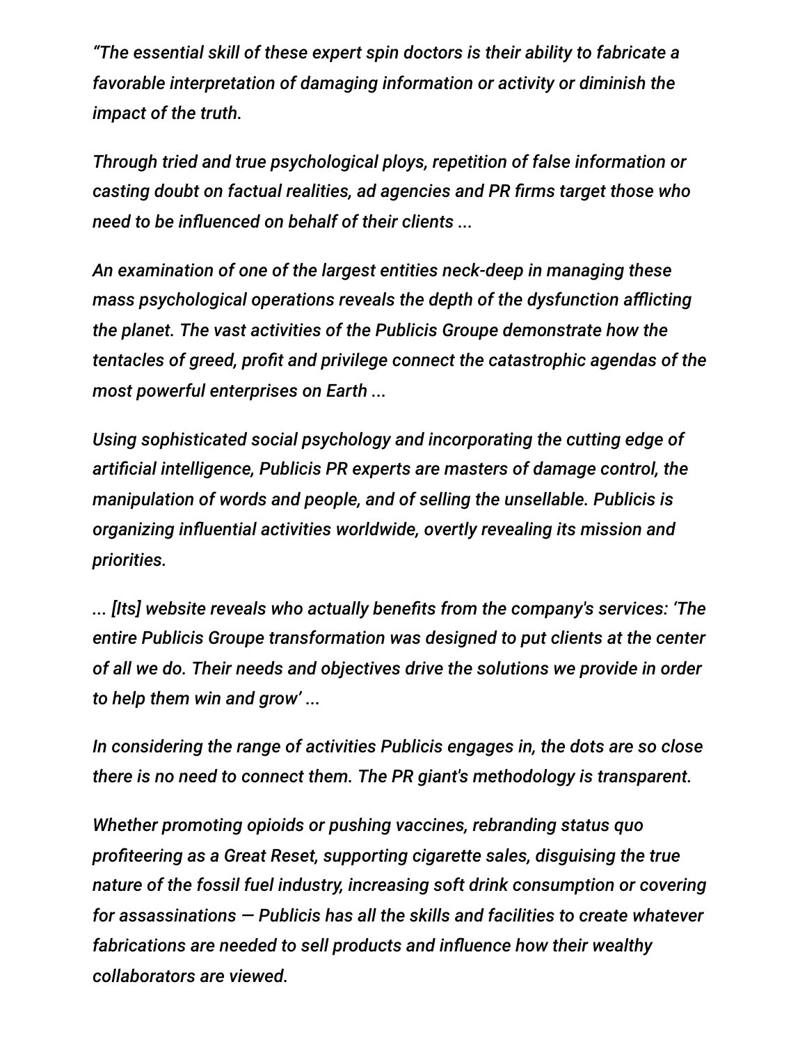*“The essential skill of these expert spin doctors is their ability to fabricate a favorable interpretation of damaging information or activity or diminish the impact of the truth.*

*Through tried and true psychological ploys, repetition of false information or casting doubt on factual realities, ad agencies and PR firms target those who need to be influenced on behalf of their clients ...*

*An examination of one of the largest entities neck-deep in managing these mass psychological operations reveals the depth of the dysfunction afflicting the planet. The vast activities of the Publicis Groupe demonstrate how the tentacles of greed, profit and privilege connect the catastrophic agendas of the most powerful enterprises on Earth ...*

*Using sophisticated social psychology and incorporating the cutting edge of artificial intelligence, Publicis PR experts are masters of damage control, the manipulation of words and people, and of selling the unsellable. Publicis is organizing influential activities worldwide, overtly revealing its mission and priorities.*

*... [Its] website reveals who actually benefits from the company's services: ‘The entire Publicis Groupe transformation was designed to put clients at the center of all we do. Their needs and objectives drive the solutions we provide in order to help them win and grow’ ...*

*In considering the range of activities Publicis engages in, the dots are so close there is no need to connect them. The PR giant's methodology is transparent.*

*Whether promoting opioids or pushing vaccines, rebranding status quo profiteering as a Great Reset, supporting cigarette sales, disguising the true nature of the fossil fuel industry, increasing soft drink consumption or covering for assassinations — Publicis has all the skills and facilities to create whatever fabrications are needed to sell products and influence how their wealthy collaborators are viewed.*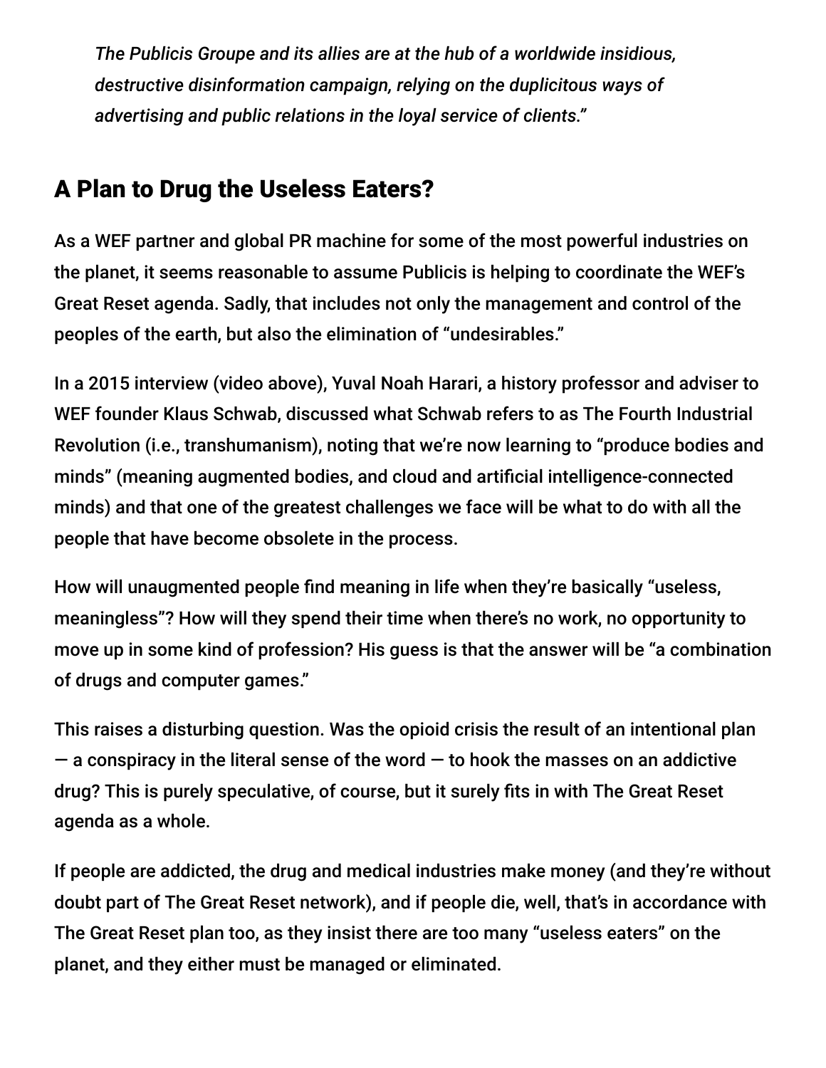*The Publicis Groupe and its allies are at the hub of a worldwide insidious, destructive disinformation campaign, relying on the duplicitous ways of advertising and public relations in the loyal service of clients."*

## A Plan to Drug the Useless Eaters?

As a WEF partner and global PR machine for some of the most powerful industries on the planet, it seems reasonable to assume Publicis is helping to coordinate the WEF's Great Reset agenda. Sadly, that includes not only the management and control of the peoples of the earth, but also the elimination of "undesirables."

In a 2015 interview (video above), Yuval Noah Harari, a history professor and adviser to WEF founder Klaus Schwab, discussed what Schwab refers to as The Fourth Industrial Revolution (i.e., transhumanism), noting that we're now learning to "produce bodies and minds" (meaning augmented bodies, and cloud and artificial intelligence-connected minds) and that one of the greatest challenges we face will be what to do with all the people that have become obsolete in the process.

How will unaugmented people find meaning in life when they're basically "useless, meaningless"? How will they spend their time when there's no work, no opportunity to move up in some kind of profession? His guess is that the answer will be "a combination of drugs and computer games."

This raises a disturbing question. Was the opioid crisis the result of an intentional plan — a conspiracy in the literal sense of the word — to hook the masses on an addictive drug? This is purely speculative, of course, but it surely fits in with The Great Reset agenda as a whole.

If people are addicted, the drug and medical industries make money (and they're without doubt part of The Great Reset network), and if people die, well, that's in accordance with The Great Reset plan too, as they insist there are too many "useless eaters" on the planet, and they either must be managed or eliminated.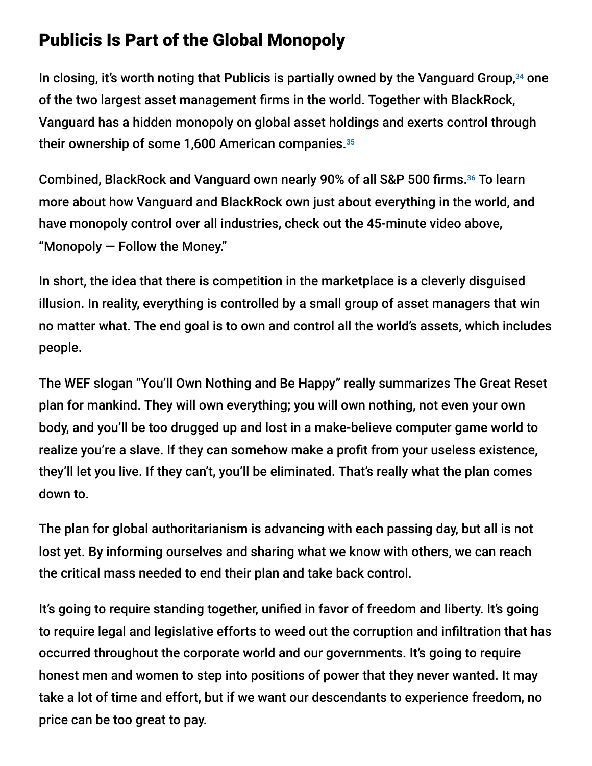## Publicis Is Part of the Global Monopoly

In closing, it's worth noting that Publicis is partially owned by the Vanguard Group,[34] one of the two largest asset management firms in the world. Together with BlackRock, Vanguard has a hidden monopoly on global asset holdings and exerts control through their ownership of some 1,600 American companies.[35]

Combined, BlackRock and Vanguard own nearly 90% of all S&P 500 firms.[36] To learn more about how Vanguard and BlackRock own just about everything in the world, and have monopoly control over all industries, check out the 45-minute video above, "Monopoly — Follow the Money."

In short, the idea that there is competition in the marketplace is a cleverly disguised illusion. In reality, everything is controlled by a small group of asset managers that win no matter what. The end goal is to own and control all the world's assets, which includes people.

The WEF slogan "You'll Own Nothing and Be Happy" really summarizes The Great Reset plan for mankind. They will own everything; you will own nothing, not even your own body, and you'll be too drugged up and lost in a make-believe computer game world to realize you're a slave. If they can somehow make a profit from your useless existence, they'll let you live. If they can't, you'll be eliminated. That's really what the plan comes down to.

The plan for global authoritarianism is advancing with each passing day, but all is not lost yet. By informing ourselves and sharing what we know with others, we can reach the critical mass needed to end their plan and take back control.

It's going to require standing together, unified in favor of freedom and liberty. It's going to require legal and legislative efforts to weed out the corruption and infiltration that has occurred throughout the corporate world and our governments. It's going to require honest men and women to step into positions of power that they never wanted. It may take a lot of time and effort, but if we want our descendants to experience freedom, no price can be too great to pay.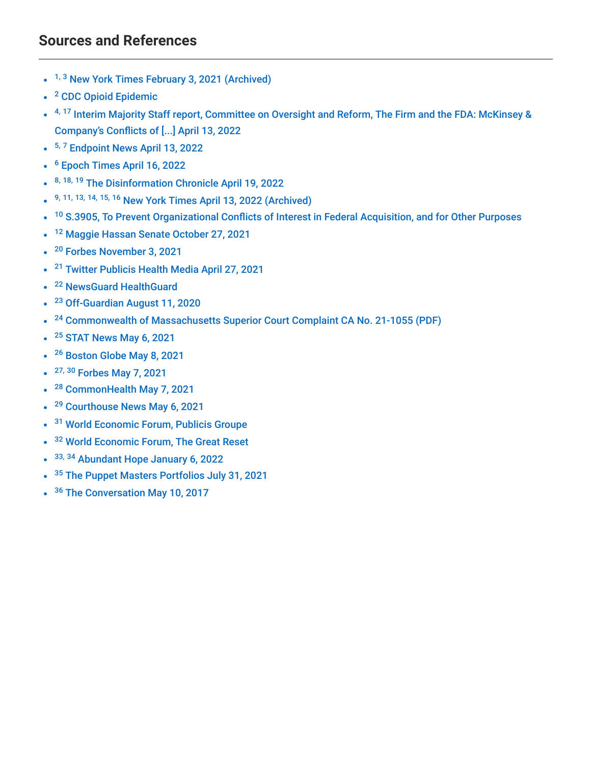## Sources and References

- [1, 3] New York Times February 3, 2021 (Archived)
- [2] CDC Opioid Epidemic
- [4, 17] Interim Majority Staff report, Committee on Oversight and Reform, The Firm and the FDA: McKinsey & Company's Conflicts of [...] April 13, 2022
- [5, 7] Endpoint News April 13, 2022
- [6] Epoch Times April 16, 2022
- [8, 18, 19] The Disinformation Chronicle April 19, 2022
- [9, 11, 13, 14, 15, 16] New York Times April 13, 2022 (Archived)
- [10] S.3905, To Prevent Organizational Conflicts of Interest in Federal Acquisition, and for Other Purposes
- [12] Maggie Hassan Senate October 27, 2021
- [20] Forbes November 3, 2021
- [21] Twitter Publicis Health Media April 27, 2021
- [22] NewsGuard HealthGuard
- [23] Off-Guardian August 11, 2020
- [24] Commonwealth of Massachusetts Superior Court Complaint CA No. 21-1055 (PDF)
- [25] STAT News May 6, 2021
- [26] Boston Globe May 8, 2021
- [27, 30] Forbes May 7, 2021
- [28] CommonHealth May 7, 2021
- [29] Courthouse News May 6, 2021
- [31] World Economic Forum, Publicis Groupe
- [32] World Economic Forum, The Great Reset
- [33, 34] Abundant Hope January 6, 2022
- [35] The Puppet Masters Portfolios July 31, 2021
- [36] The Conversation May 10, 2017